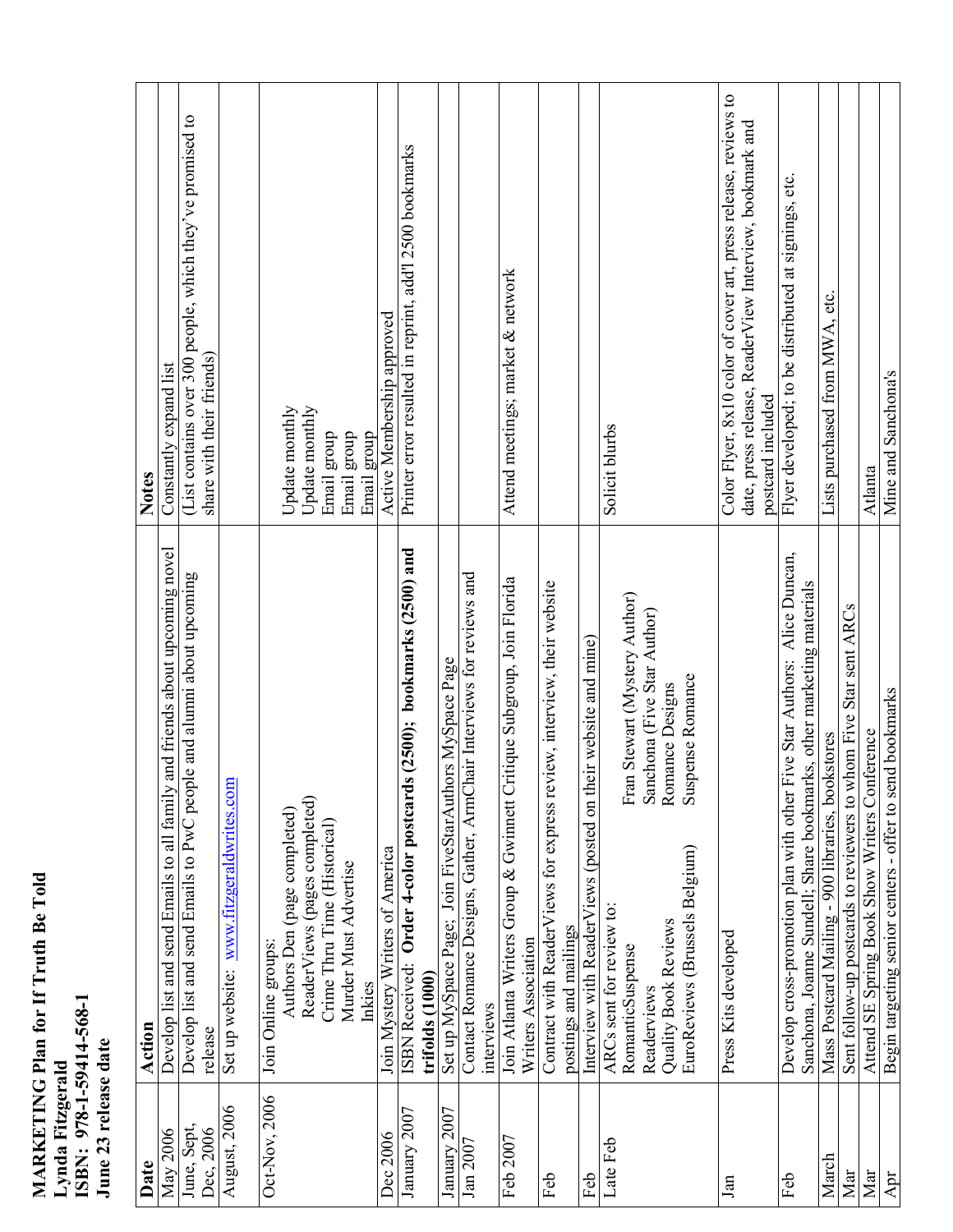**MARKETING Plan for If Truth Be Told**
**Lynda Fitzgerald**
**ISBN: 978-1-59414-568-1**
**June 23 release date**

| Date | Action | Notes |
|---|---|---|
| May 2006 | Develop list and send Emails to all family and friends about upcoming novel | Constantly expand list |
| June, Sept, Dec, 2006 | Develop list and send Emails to PwC people and alumni about upcoming release | (List contains over 300 people, which they've promised to share with their friends) |
| August, 2006 | Set up website: www.fitzgeraldwrites.com | |
| Oct-Nov, 2006 | Join Online groups:<br>Authors Den (page completed)<br>ReaderViews (pages completed)<br>Crime Thru Time (Historical)<br>Murder Must Advertise<br>Inkies | <br>Update monthly<br>Update monthly<br>Email group<br>Email group<br>Email group |
| Dec 2006 | Join Mystery Writers of America | Active Membership approved |
| January 2007 | ISBN Received: **Order 4-color postcards (2500); bookmarks (2500) and trifolds (1000)** | Printer error resulted in reprint, add'l 2500 bookmarks |
| January 2007 | Set up MySpace Page; Join FiveStarAuthors MySpace Page | |
| Jan 2007 | Contact Romance Designs, Gather, ArmChair Interviews for reviews and interviews | |
| Feb 2007 | Join Atlanta Writers Group & Gwinnett Critique Subgroup, Join Florida Writers Association | Attend meetings; market & network |
| Feb | Contract with ReaderViews for express review, interview, their website postings and mailings | |
| Feb | Interview with ReaderViews (posted on their website and mine) | |
| Late Feb | ARCs sent for review to:<br>RomanticSuspense — Fran Stewart (Mystery Author)<br>Readerviews — Sanchona (Five Star Author)<br>Quality Book Reviews — Romance Designs<br>EuroReviews (Brussels Belgium) — Suspense Romance | Solicit blurbs |
| Jan | Press Kits developed | Color Flyer, 8x10 color of cover art, press release, reviews to date, press release, ReaderView Interview, bookmark and postcard included |
| Feb | Develop cross-promotion plan with other Five Star Authors: Alice Duncan, Sanchona, Joanne Sundell; Share bookmarks, other marketing materials | Flyer developed; to be distributed at signings, etc. |
| March | Mass Postcard Mailing - 900 libraries, bookstores | Lists purchased from MWA, etc. |
| Mar | Sent follow-up postcards to reviewers to whom Five Star sent ARCs | |
| Mar | Attend SE Spring Book Show Writers Conference | Atlanta |
| Apr | Begin targeting senior centers - offer to send bookmarks | Mine and Sanchona's |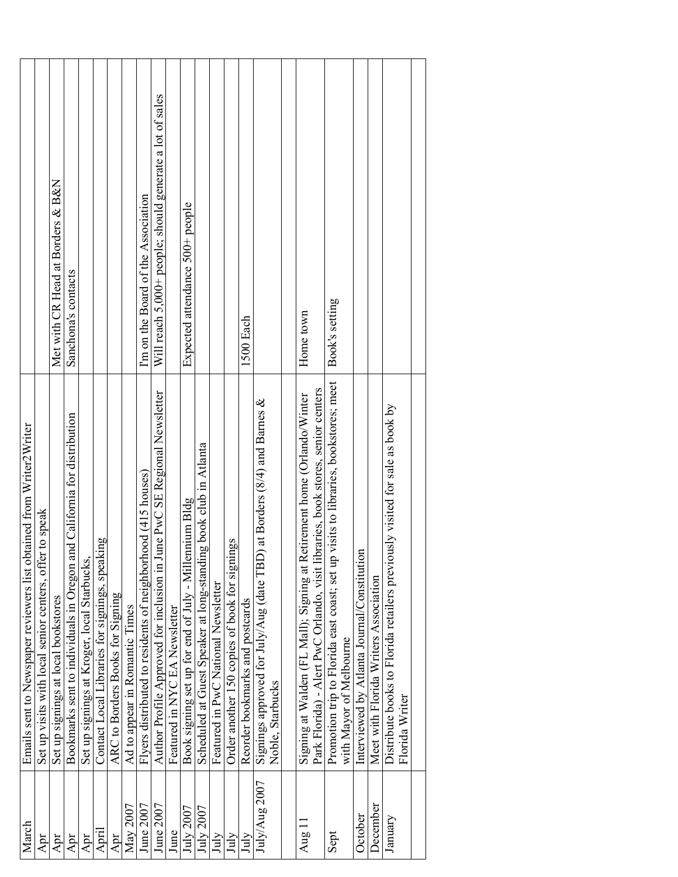| | | |
|---|---|---|
| March | Emails sent to Newspaper reviewers list obtained from Writer2Writer | |
| Apr | Set up visits with local senior centers, offer to speak | |
| Apr | Set up signings at local bookstores | Met with CR Head at Borders & B&N |
| Apr | Bookmarks sent to individuals in Oregon and California for distribution | Sanchona's contacts |
| Apr | Set up signings at Kroger, local Starbucks, | |
| April | Contact Local Libraries for signings, speaking | |
| Apr | ARC to Borders Books for Signing | |
| May 2007 | Ad to appear in Romantic Times | |
| June 2007 | Flyers distributed to residents of neighborhood (415 houses) | I'm on the Board of the Association |
| June 2007 | Author Profile Approved for inclusion in June PwC SE Regional Newsletter | Will reach 5,000+ people; should generate a lot of sales |
| June | Featured in NYC EA Newsletter | |
| July 2007 | Book signing set up for end of July - Millennium Bldg | Expected attendance 500+ people |
| July 2007 | Scheduled at Guest Speaker at long-standing book club in Atlanta | |
| July | Featured in PwC National Newsletter | |
| July | Order another 150 copies of book for signings | |
| July | Reorder bookmarks and postcards | 1500 Each |
| July/Aug 2007 | Signings approved for July/Aug (date TBD) at Borders (8/4) and Barnes & Noble, Starbucks | |
| | | |
| Aug 11 | Signing at Walden (FL Mall); Signing at Retirement home (Orlando/Winter Park Florida) - Alert PwC Orlando, visit libraries, book stores, senior centers | Home town |
| Sept | Promotion trip to Florida east coast; set up visits to libraries, bookstores; meet with Mayor of Melbourne | Book's setting |
| October | Interviewed by Atlanta Journal/Constitution | |
| December | Meet with Florida Writers Association | |
| January | Distribute books to Florida retailers previously visited for sale as book by Florida Writer | |
| | | |